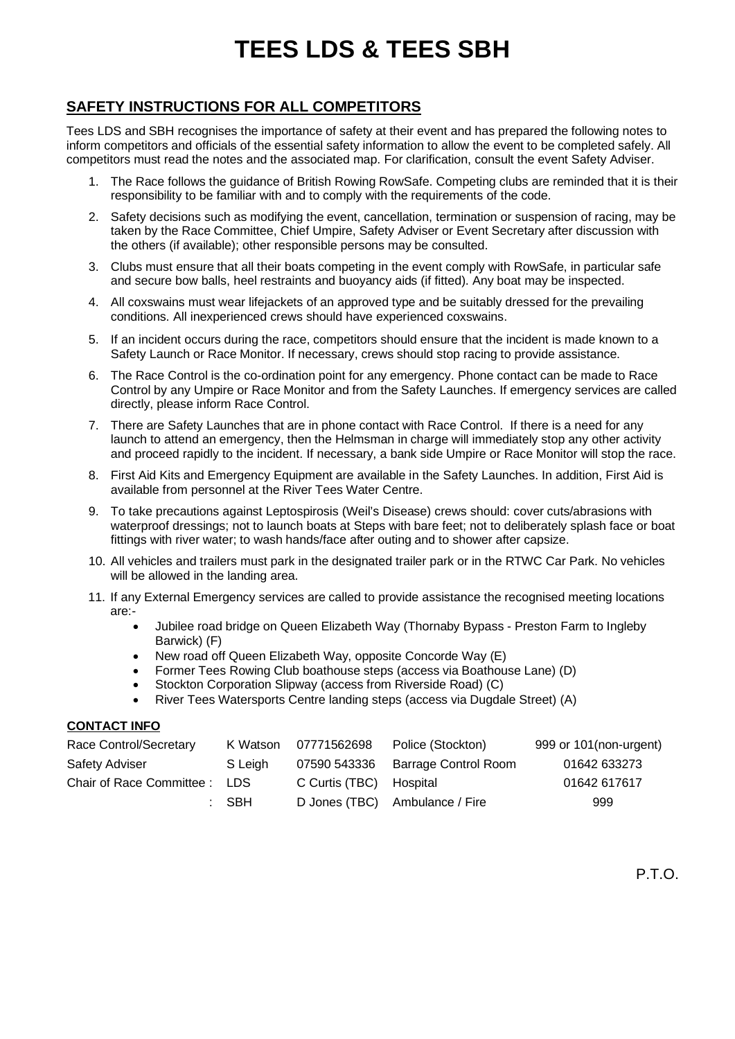# TEES LDS & TEES SBH

## SAFETY INSTRUCTIONS FOR ALL COMPETITORS

Tees LDS and SBH recognises the importance of safety at their event and has prepared the following notes to inform competitors and officials of the essential safety information to allow the event to be completed safely. All competitors must read the notes and the associated map. For clarification, consult the event Safety Adviser.

1. The Race follows the guidance of British Rowing RowSafe. Competing clubs are reminded that it is their responsibility to be familiar with and to comply with the requirements of the code.
2. Safety decisions such as modifying the event, cancellation, termination or suspension of racing, may be taken by the Race Committee, Chief Umpire, Safety Adviser or Event Secretary after discussion with the others (if available); other responsible persons may be consulted.
3. Clubs must ensure that all their boats competing in the event comply with RowSafe, in particular safe and secure bow balls, heel restraints and buoyancy aids (if fitted). Any boat may be inspected.
4. All coxswains must wear lifejackets of an approved type and be suitably dressed for the prevailing conditions. All inexperienced crews should have experienced coxswains.
5. If an incident occurs during the race, competitors should ensure that the incident is made known to a Safety Launch or Race Monitor. If necessary, crews should stop racing to provide assistance.
6. The Race Control is the co-ordination point for any emergency. Phone contact can be made to Race Control by any Umpire or Race Monitor and from the Safety Launches. If emergency services are called directly, please inform Race Control.
7. There are Safety Launches that are in phone contact with Race Control. If there is a need for any launch to attend an emergency, then the Helmsman in charge will immediately stop any other activity and proceed rapidly to the incident. If necessary, a bank side Umpire or Race Monitor will stop the race.
8. First Aid Kits and Emergency Equipment are available in the Safety Launches. In addition, First Aid is available from personnel at the River Tees Water Centre.
9. To take precautions against Leptospirosis (Weil's Disease) crews should: cover cuts/abrasions with waterproof dressings; not to launch boats at Steps with bare feet; not to deliberately splash face or boat fittings with river water; to wash hands/face after outing and to shower after capsize.
10. All vehicles and trailers must park in the designated trailer park or in the RTWC Car Park. No vehicles will be allowed in the landing area.
11. If any External Emergency services are called to provide assistance the recognised meeting locations are:-
    - Jubilee road bridge on Queen Elizabeth Way (Thornaby Bypass - Preston Farm to Ingleby Barwick) (F)
    - New road off Queen Elizabeth Way, opposite Concorde Way (E)
    - Former Tees Rowing Club boathouse steps (access via Boathouse Lane) (D)
    - Stockton Corporation Slipway (access from Riverside Road) (C)
    - River Tees Watersports Centre landing steps (access via Dugdale Street) (A)

**CONTACT INFO**

| | | | | |
|---|---|---|---|---|
| Race Control/Secretary | K Watson | 07771562698 | Police (Stockton) | 999 or 101(non-urgent) |
| Safety Adviser | S Leigh | 07590 543336 | Barrage Control Room | 01642 633273 |
| Chair of Race Committee : | LDS | C Curtis (TBC) | Hospital | 01642 617617 |
| : | SBH | D Jones (TBC) | Ambulance / Fire | 999 |

P.T.O.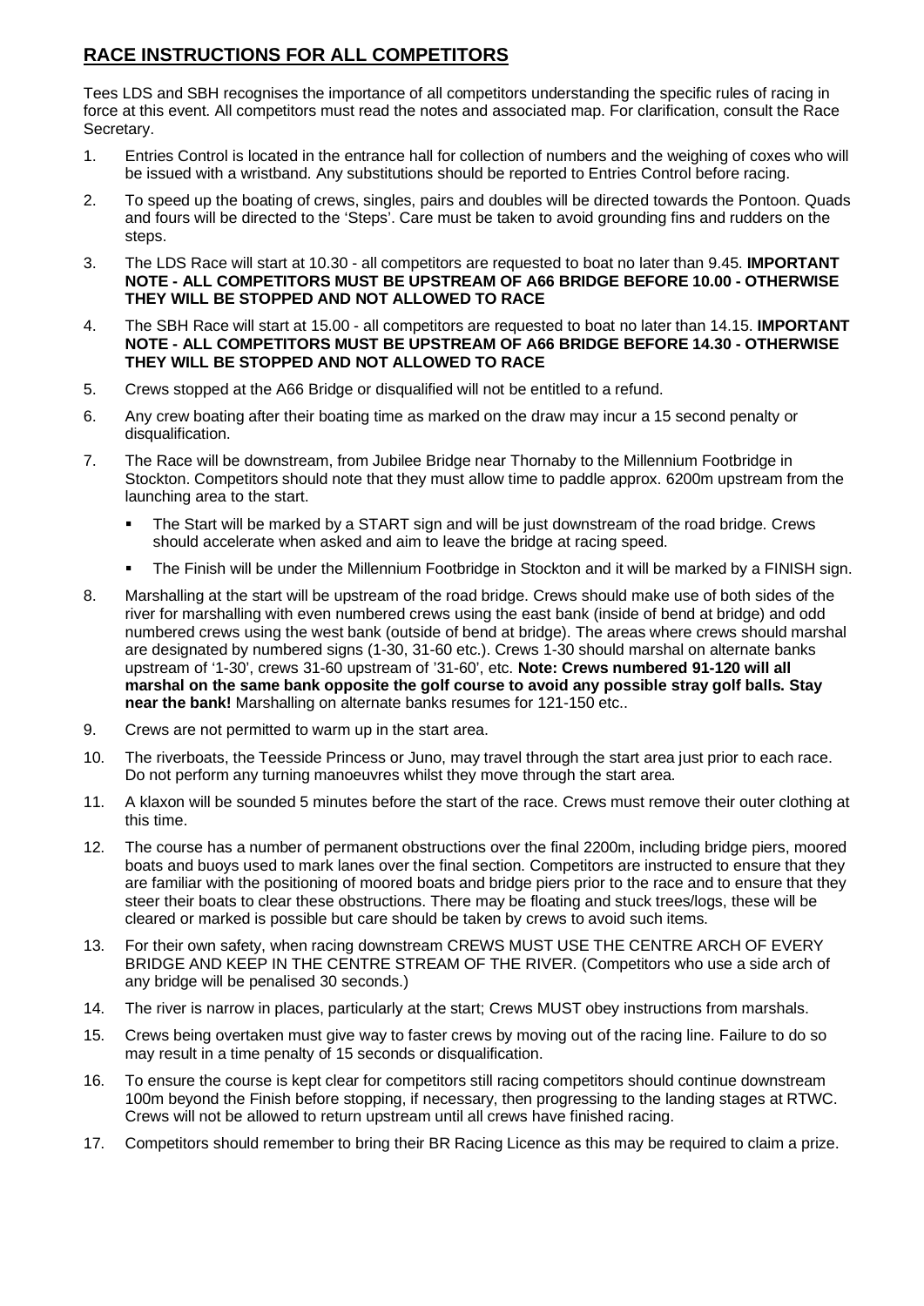## **RACE INSTRUCTIONS FOR ALL COMPETITORS**

Tees LDS and SBH recognises the importance of all competitors understanding the specific rules of racing in force at this event. All competitors must read the notes and associated map. For clarification, consult the Race Secretary.

1. Entries Control is located in the entrance hall for collection of numbers and the weighing of coxes who will be issued with a wristband. Any substitutions should be reported to Entries Control before racing.
2. To speed up the boating of crews, singles, pairs and doubles will be directed towards the Pontoon. Quads and fours will be directed to the 'Steps'. Care must be taken to avoid grounding fins and rudders on the steps.
3. The LDS Race will start at 10.30 - all competitors are requested to boat no later than 9.45. **IMPORTANT NOTE - ALL COMPETITORS MUST BE UPSTREAM OF A66 BRIDGE BEFORE 10.00 - OTHERWISE THEY WILL BE STOPPED AND NOT ALLOWED TO RACE**
4. The SBH Race will start at 15.00 - all competitors are requested to boat no later than 14.15. **IMPORTANT NOTE - ALL COMPETITORS MUST BE UPSTREAM OF A66 BRIDGE BEFORE 14.30 - OTHERWISE THEY WILL BE STOPPED AND NOT ALLOWED TO RACE**
5. Crews stopped at the A66 Bridge or disqualified will not be entitled to a refund.
6. Any crew boating after their boating time as marked on the draw may incur a 15 second penalty or disqualification.
7. The Race will be downstream, from Jubilee Bridge near Thornaby to the Millennium Footbridge in Stockton. Competitors should note that they must allow time to paddle approx. 6200m upstream from the launching area to the start.
   - The Start will be marked by a START sign and will be just downstream of the road bridge. Crews should accelerate when asked and aim to leave the bridge at racing speed.
   - The Finish will be under the Millennium Footbridge in Stockton and it will be marked by a FINISH sign.
8. Marshalling at the start will be upstream of the road bridge. Crews should make use of both sides of the river for marshalling with even numbered crews using the east bank (inside of bend at bridge) and odd numbered crews using the west bank (outside of bend at bridge). The areas where crews should marshal are designated by numbered signs (1-30, 31-60 etc.). Crews 1-30 should marshal on alternate banks upstream of '1-30', crews 31-60 upstream of '31-60', etc. **Note: Crews numbered 91-120 will all marshal on the same bank opposite the golf course to avoid any possible stray golf balls. Stay near the bank!** Marshalling on alternate banks resumes for 121-150 etc..
9. Crews are not permitted to warm up in the start area.
10. The riverboats, the Teesside Princess or Juno, may travel through the start area just prior to each race. Do not perform any turning manoeuvres whilst they move through the start area.
11. A klaxon will be sounded 5 minutes before the start of the race. Crews must remove their outer clothing at this time.
12. The course has a number of permanent obstructions over the final 2200m, including bridge piers, moored boats and buoys used to mark lanes over the final section. Competitors are instructed to ensure that they are familiar with the positioning of moored boats and bridge piers prior to the race and to ensure that they steer their boats to clear these obstructions. There may be floating and stuck trees/logs, these will be cleared or marked is possible but care should be taken by crews to avoid such items.
13. For their own safety, when racing downstream CREWS MUST USE THE CENTRE ARCH OF EVERY BRIDGE AND KEEP IN THE CENTRE STREAM OF THE RIVER. (Competitors who use a side arch of any bridge will be penalised 30 seconds.)
14. The river is narrow in places, particularly at the start; Crews MUST obey instructions from marshals.
15. Crews being overtaken must give way to faster crews by moving out of the racing line. Failure to do so may result in a time penalty of 15 seconds or disqualification.
16. To ensure the course is kept clear for competitors still racing competitors should continue downstream 100m beyond the Finish before stopping, if necessary, then progressing to the landing stages at RTWC. Crews will not be allowed to return upstream until all crews have finished racing.
17. Competitors should remember to bring their BR Racing Licence as this may be required to claim a prize.